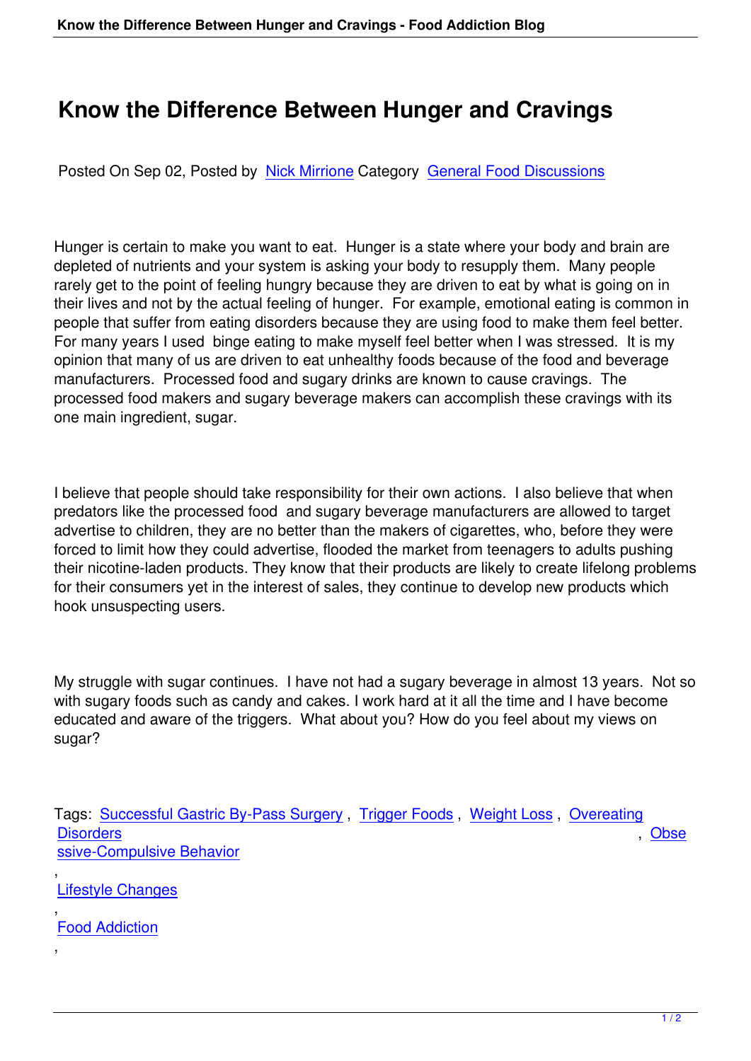# Know the Difference Between Hunger and Cravings

Posted On Sep 02, Posted by Nick Mirrione Category General Food Discussions

Hunger is certain to make you want to eat. Hunger is a state where your body and brain are depleted of nutrients and your system is asking your body to resupply them. Many people rarely get to the point of feeling hungry because they are driven to eat by what is going on in their lives and not by the actual feeling of hunger. For example, emotional eating is common in people that suffer from eating disorders because they are using food to make them feel better. For many years I used binge eating to make myself feel better when I was stressed. It is my opinion that many of us are driven to eat unhealthy foods because of the food and beverage manufacturers. Processed food and sugary drinks are known to cause cravings. The processed food makers and sugary beverage makers can accomplish these cravings with its one main ingredient, sugar.

I believe that people should take responsibility for their own actions. I also believe that when predators like the processed food and sugary beverage manufacturers are allowed to target advertise to children, they are no better than the makers of cigarettes, who, before they were forced to limit how they could advertise, flooded the market from teenagers to adults pushing their nicotine-laden products. They know that their products are likely to create lifelong problems for their consumers yet in the interest of sales, they continue to develop new products which hook unsuspecting users.

My struggle with sugar continues. I have not had a sugary beverage in almost 13 years. Not so with sugary foods such as candy and cakes. I work hard at it all the time and I have become educated and aware of the triggers. What about you? How do you feel about my views on sugar?

Tags: Successful Gastric By-Pass Surgery , Trigger Foods , Weight Loss , Overeating Disorders , Obsessive-Compulsive Behavior , Lifestyle Changes , Food Addiction ,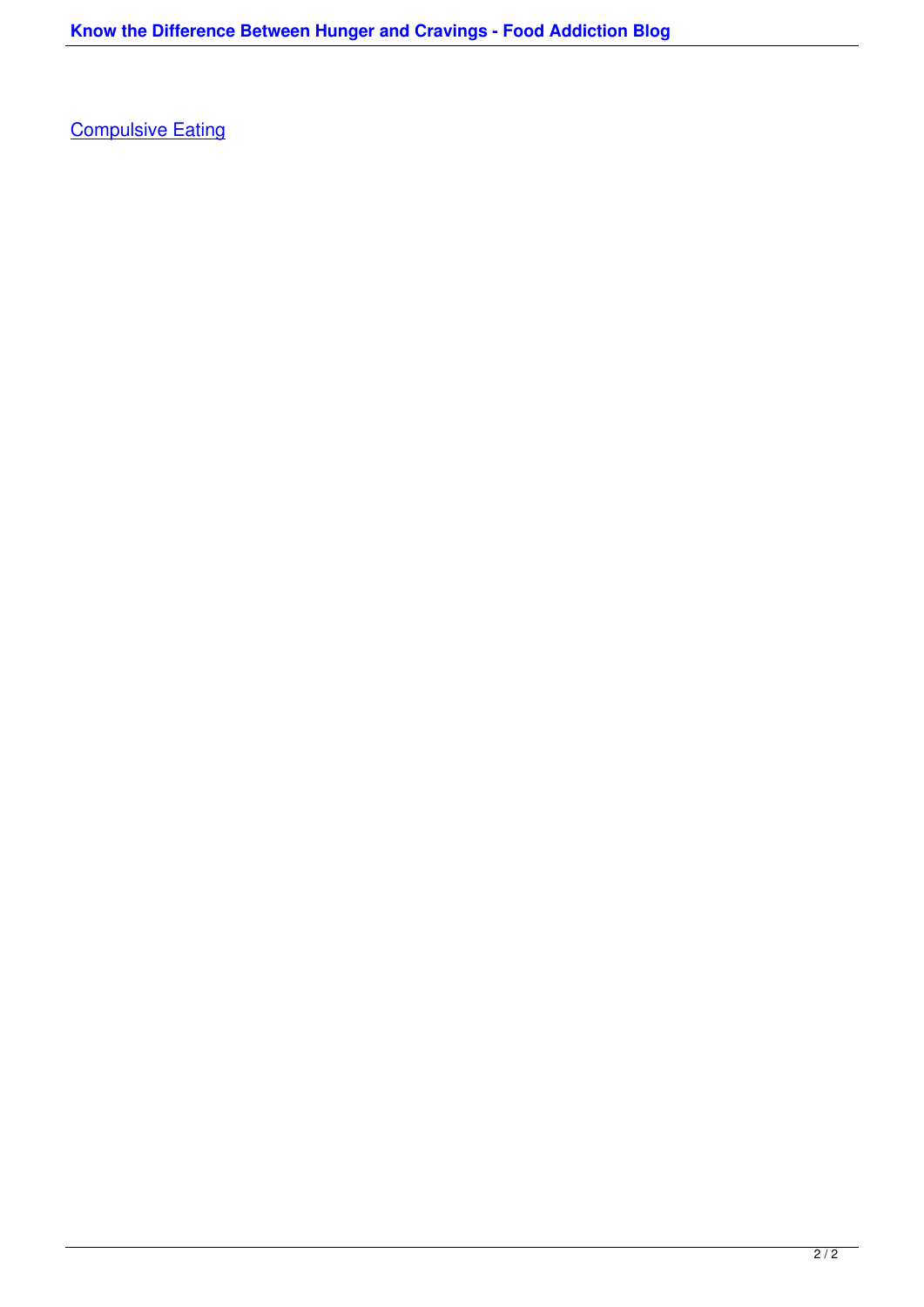[Compulsive Eating]